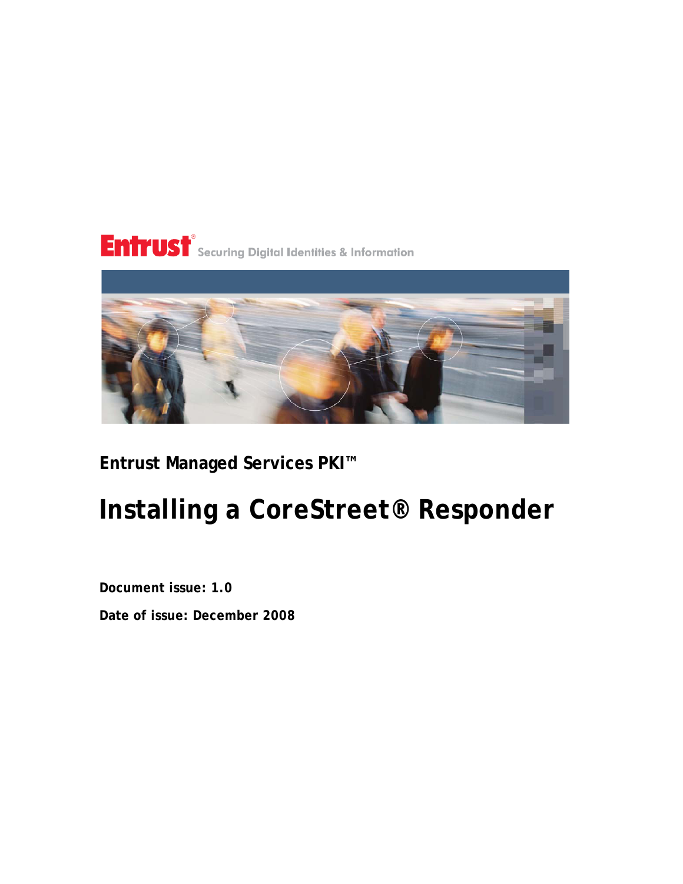Entrust® Securing Digital Identities & Information

**Entrust Managed Services PKI™**

# Installing a CoreStreet® Responder

**Document issue: 1.0**

**Date of issue: December 2008**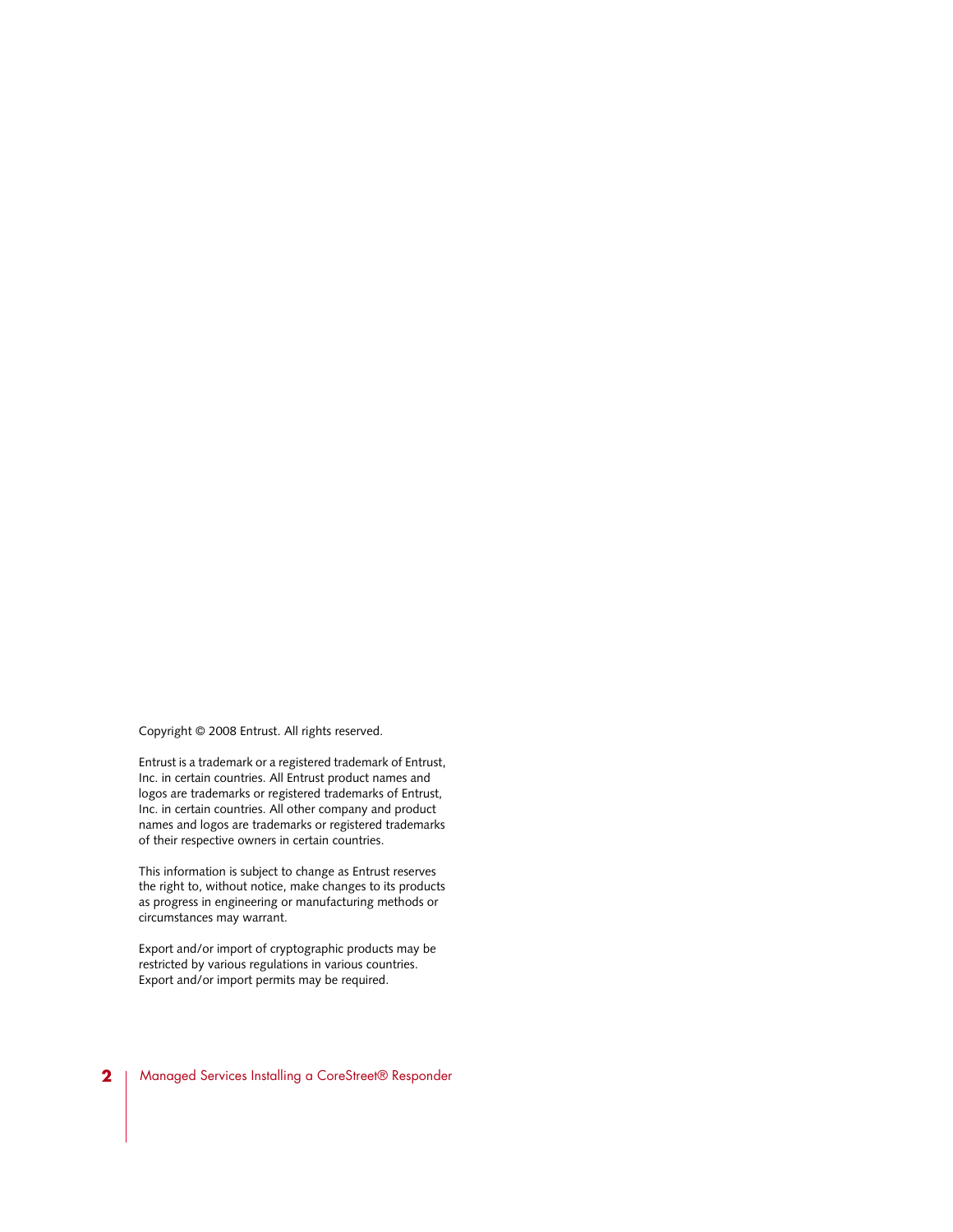Copyright © 2008 Entrust. All rights reserved.

Entrust is a trademark or a registered trademark of Entrust, Inc. in certain countries. All Entrust product names and logos are trademarks or registered trademarks of Entrust, Inc. in certain countries. All other company and product names and logos are trademarks or registered trademarks of their respective owners in certain countries.

This information is subject to change as Entrust reserves the right to, without notice, make changes to its products as progress in engineering or manufacturing methods or circumstances may warrant.

Export and/or import of cryptographic products may be restricted by various regulations in various countries. Export and/or import permits may be required.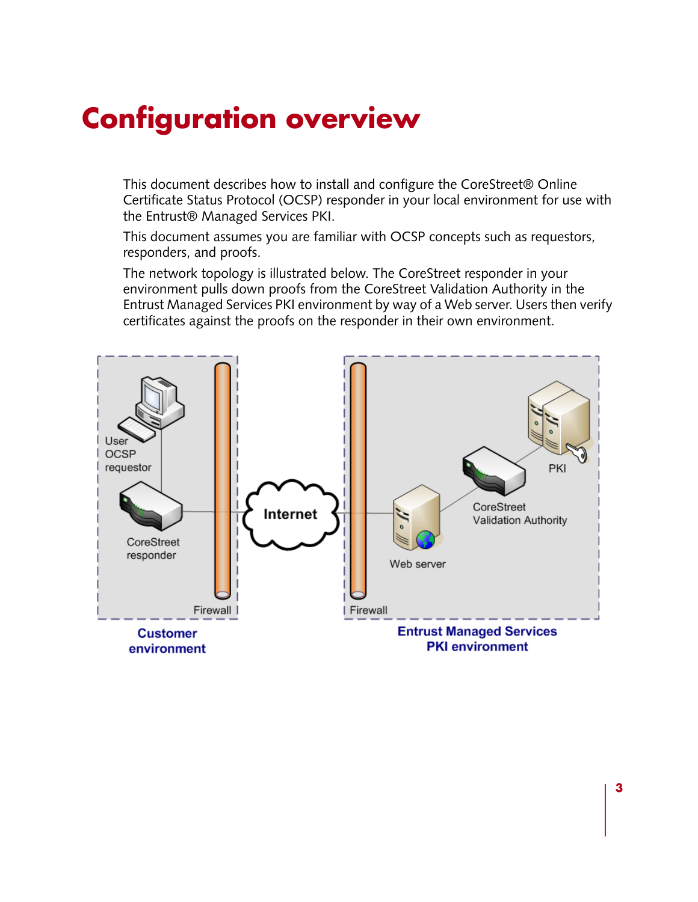# Configuration overview

This document describes how to install and configure the CoreStreet® Online Certificate Status Protocol (OCSP) responder in your local environment for use with the Entrust® Managed Services PKI.

This document assumes you are familiar with OCSP concepts such as requestors, responders, and proofs.

The network topology is illustrated below. The CoreStreet responder in your environment pulls down proofs from the CoreStreet Validation Authority in the Entrust Managed Services PKI environment by way of a Web server. Users then verify certificates against the proofs on the responder in their own environment.

User OCSP requestor

CoreStreet responder

Firewall

Customer environment

Internet

Firewall

Web server

CoreStreet Validation Authority

PKI

Entrust Managed Services PKI environment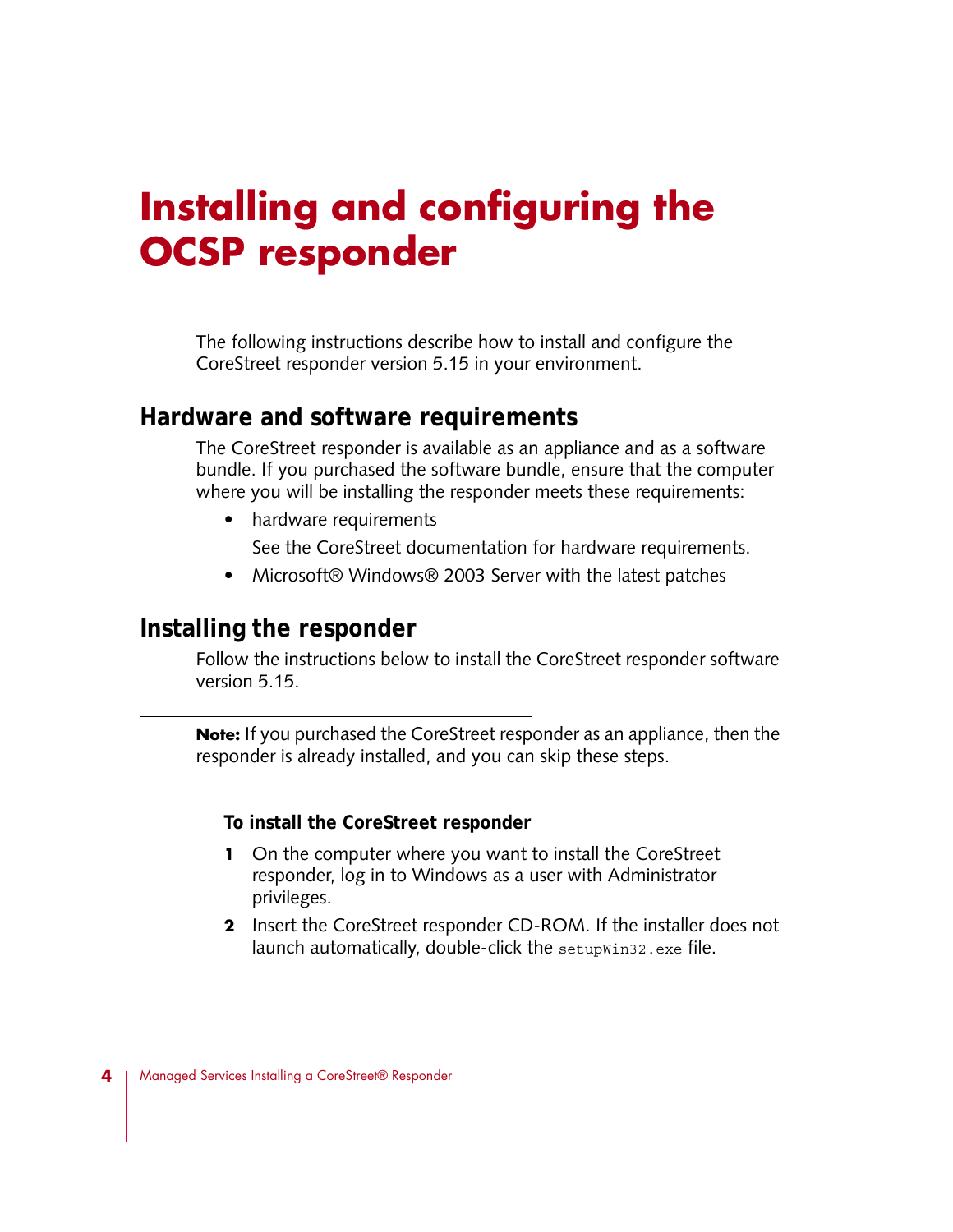# Installing and configuring the OCSP responder

The following instructions describe how to install and configure the CoreStreet responder version 5.15 in your environment.

## Hardware and software requirements

The CoreStreet responder is available as an appliance and as a software bundle. If you purchased the software bundle, ensure that the computer where you will be installing the responder meets these requirements:

- hardware requirements

  See the CoreStreet documentation for hardware requirements.

- Microsoft® Windows® 2003 Server with the latest patches

## Installing the responder

Follow the instructions below to install the CoreStreet responder software version 5.15.

---

**Note:** If you purchased the CoreStreet responder as an appliance, then the responder is already installed, and you can skip these steps.

---

### To install the CoreStreet responder

1. On the computer where you want to install the CoreStreet responder, log in to Windows as a user with Administrator privileges.
2. Insert the CoreStreet responder CD-ROM. If the installer does not launch automatically, double-click the `setupWin32.exe` file.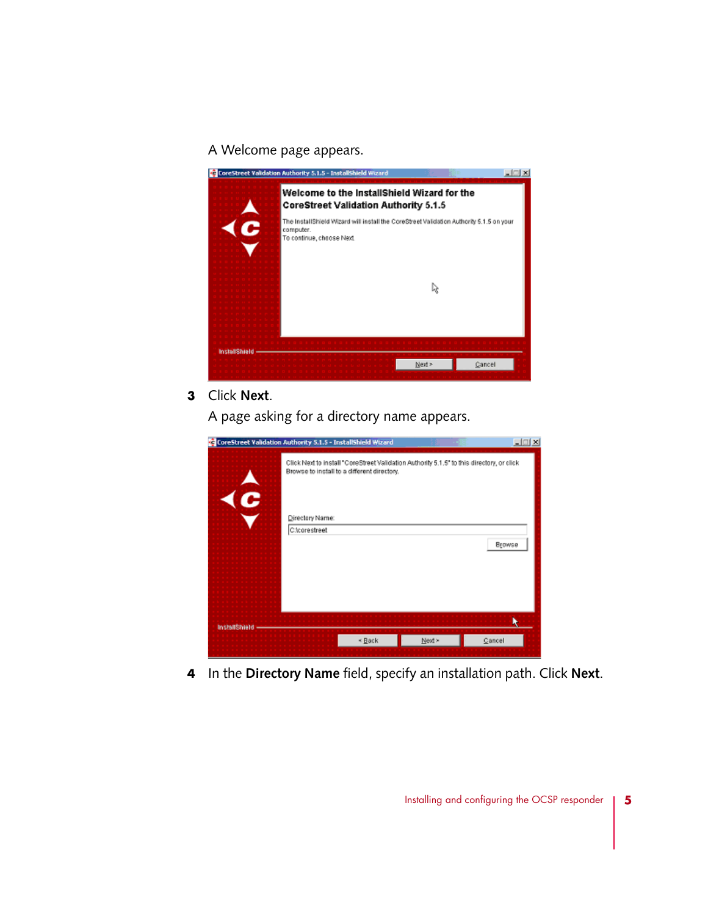A Welcome page appears.

3 Click **Next**.

A page asking for a directory name appears.

4 In the **Directory Name** field, specify an installation path. Click **Next**.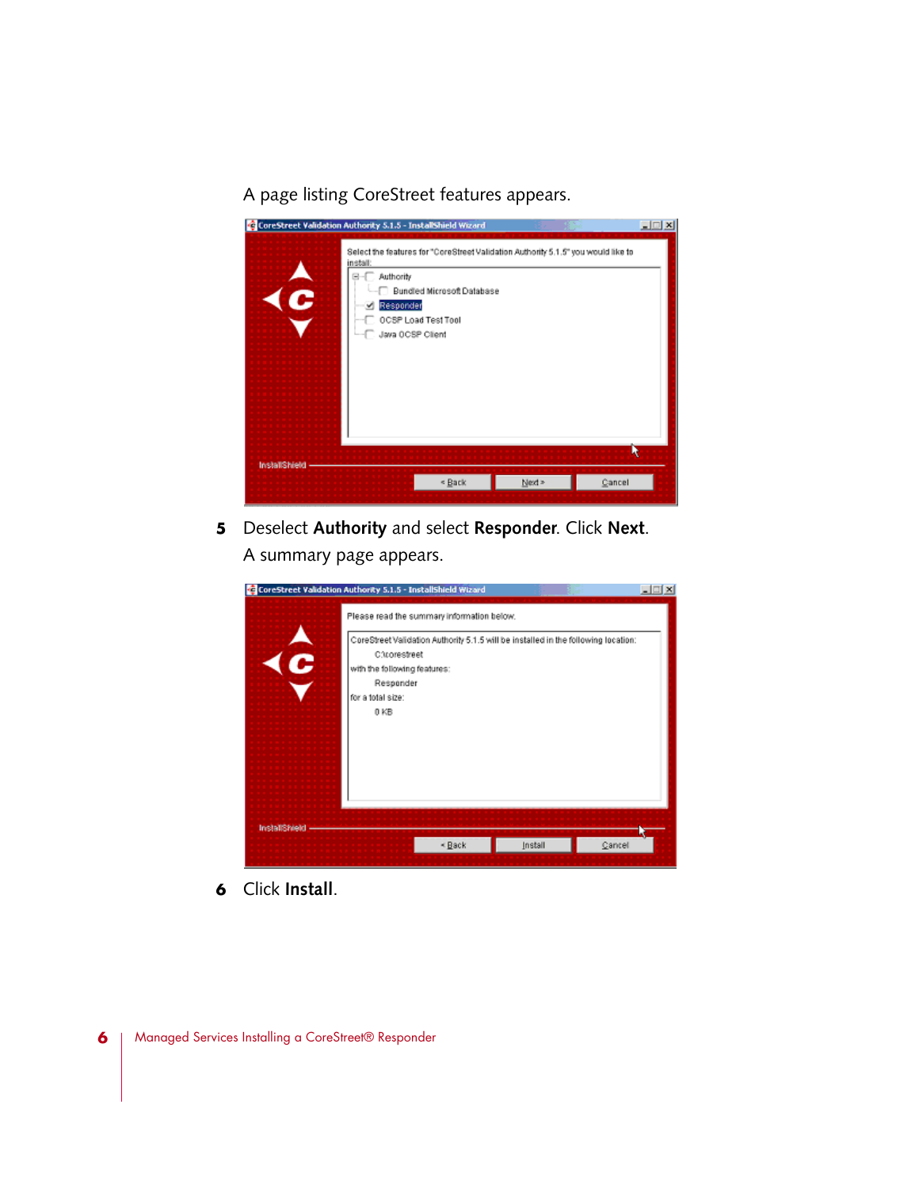A page listing CoreStreet features appears.

5. Deselect **Authority** and select **Responder**. Click **Next**.

   A summary page appears.

6. Click **Install**.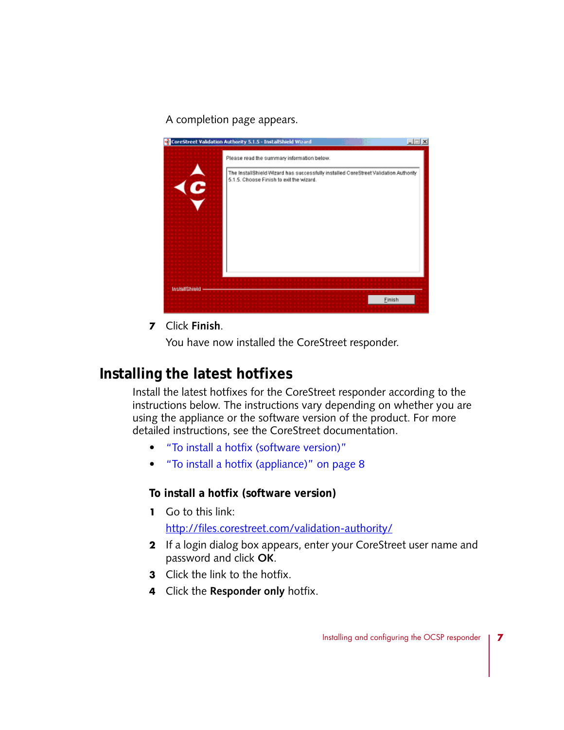A completion page appears.

7 Click **Finish**.

You have now installed the CoreStreet responder.

## Installing the latest hotfixes

Install the latest hotfixes for the CoreStreet responder according to the instructions below. The instructions vary depending on whether you are using the appliance or the software version of the product. For more detailed instructions, see the CoreStreet documentation.

- "To install a hotfix (software version)"
- "To install a hotfix (appliance)" on page 8

### To install a hotfix (software version)

1 Go to this link:

http://files.corestreet.com/validation-authority/

2 If a login dialog box appears, enter your CoreStreet user name and password and click **OK**.

3 Click the link to the hotfix.

4 Click the **Responder only** hotfix.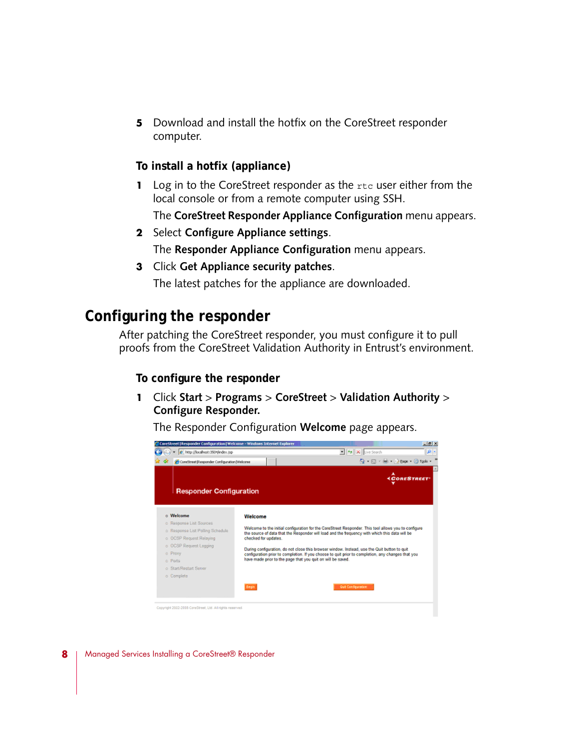5. Download and install the hotfix on the CoreStreet responder computer.

### To install a hotfix (appliance)

1. Log in to the CoreStreet responder as the `rtc` user either from the local console or from a remote computer using SSH.

   The **CoreStreet Responder Appliance Configuration** menu appears.

2. Select **Configure Appliance settings**.

   The **Responder Appliance Configuration** menu appears.

3. Click **Get Appliance security patches**.

   The latest patches for the appliance are downloaded.

## Configuring the responder

After patching the CoreStreet responder, you must configure it to pull proofs from the CoreStreet Validation Authority in Entrust's environment.

### To configure the responder

1. Click **Start** > **Programs** > **CoreStreet** > **Validation Authority** > **Configure Responder.**

   The Responder Configuration **Welcome** page appears.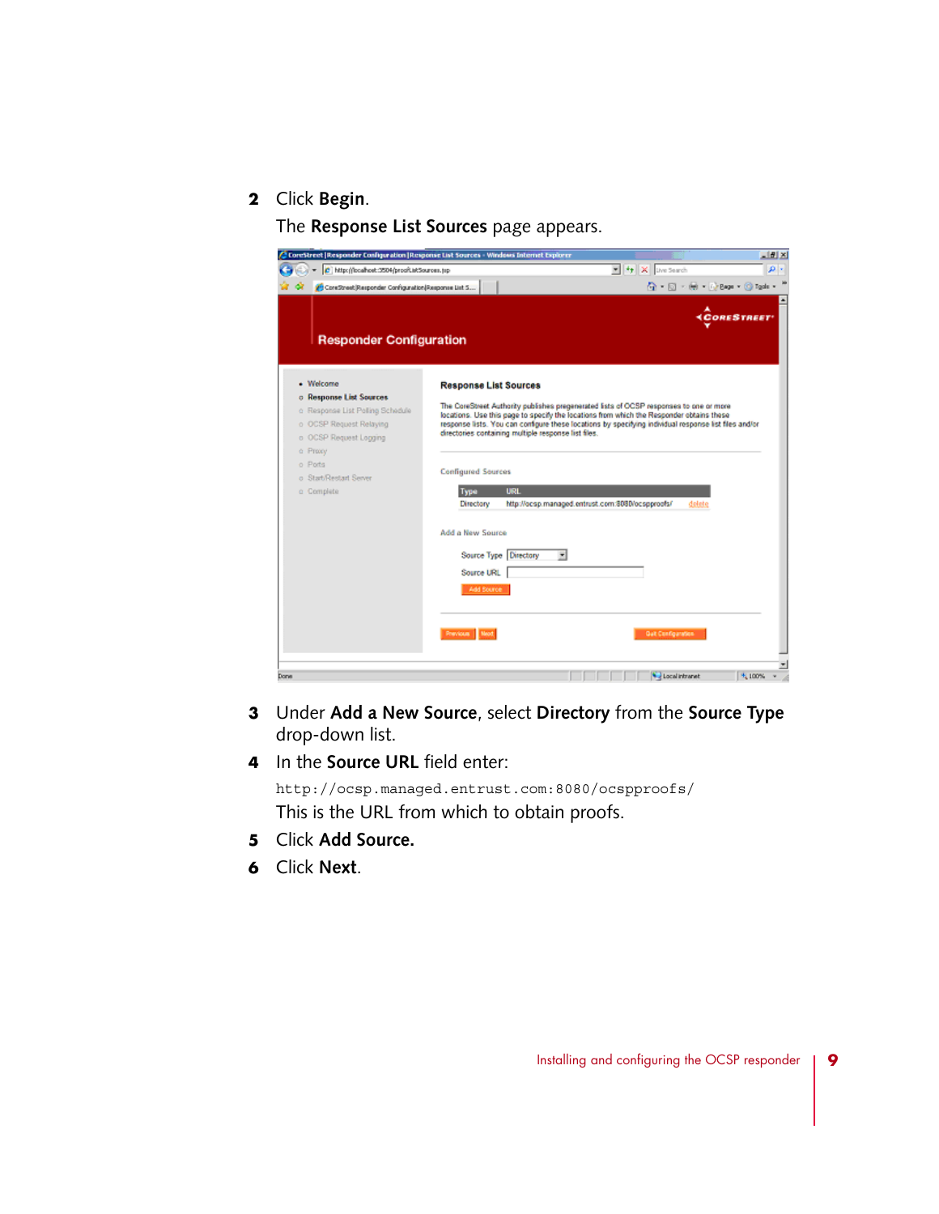2 Click **Begin**.

The **Response List Sources** page appears.

3 Under **Add a New Source**, select **Directory** from the **Source Type** drop-down list.

4 In the **Source URL** field enter:

```
http://ocsp.managed.entrust.com:8080/ocspproofs/
```

This is the URL from which to obtain proofs.

5 Click **Add Source.**

6 Click **Next**.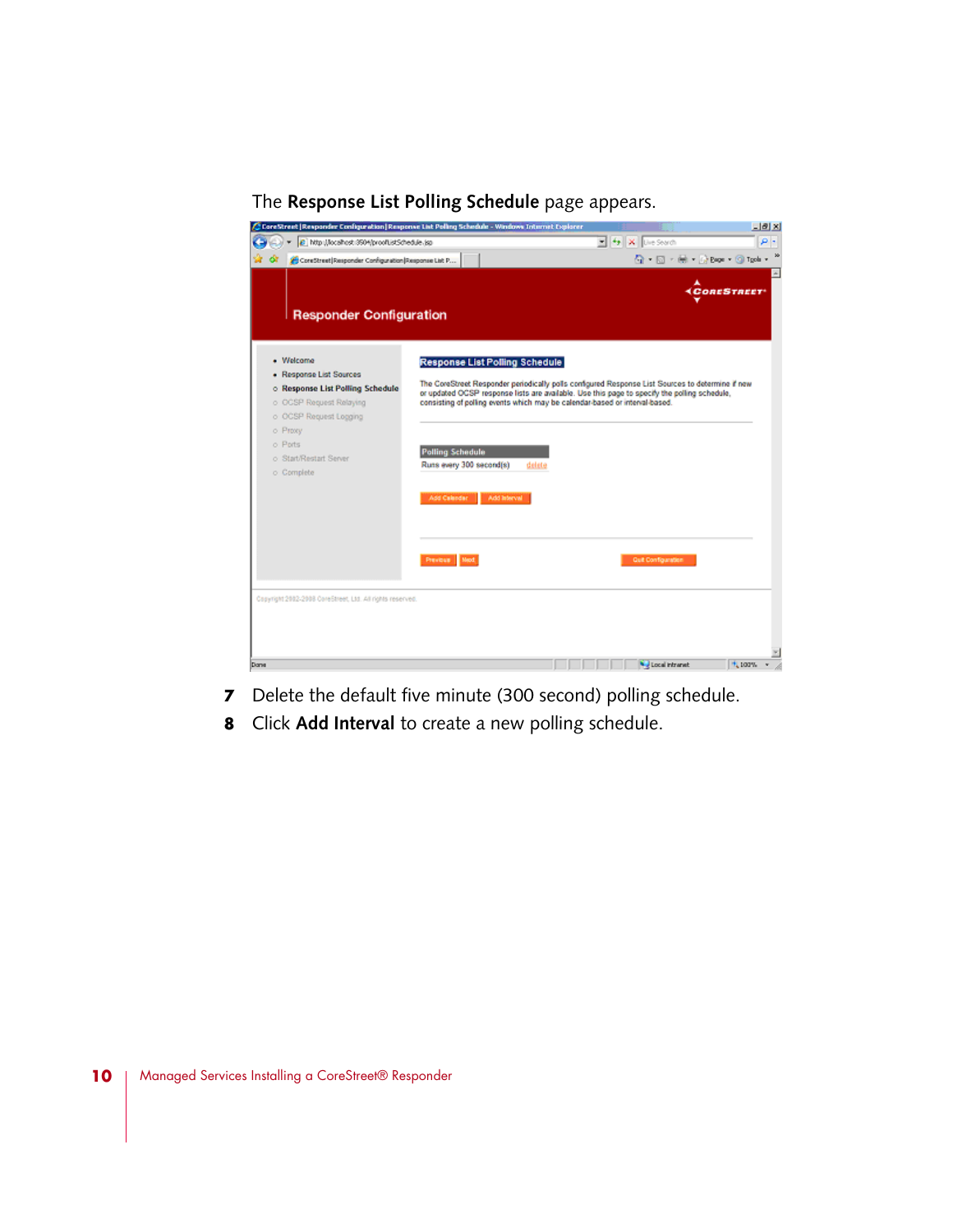The **Response List Polling Schedule** page appears.

7 Delete the default five minute (300 second) polling schedule.

8 Click **Add Interval** to create a new polling schedule.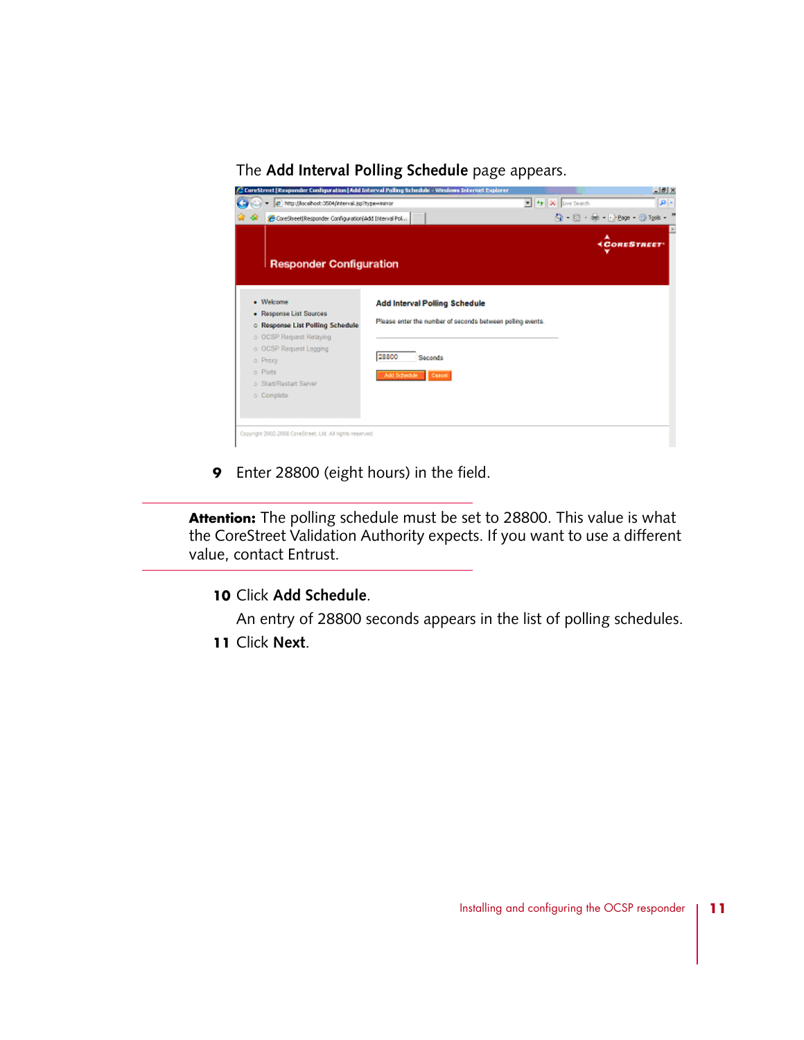The **Add Interval Polling Schedule** page appears.

9 Enter 28800 (eight hours) in the field.

---

**Attention:** The polling schedule must be set to 28800. This value is what the CoreStreet Validation Authority expects. If you want to use a different value, contact Entrust.

---

10 Click **Add Schedule**.

An entry of 28800 seconds appears in the list of polling schedules.

11 Click **Next**.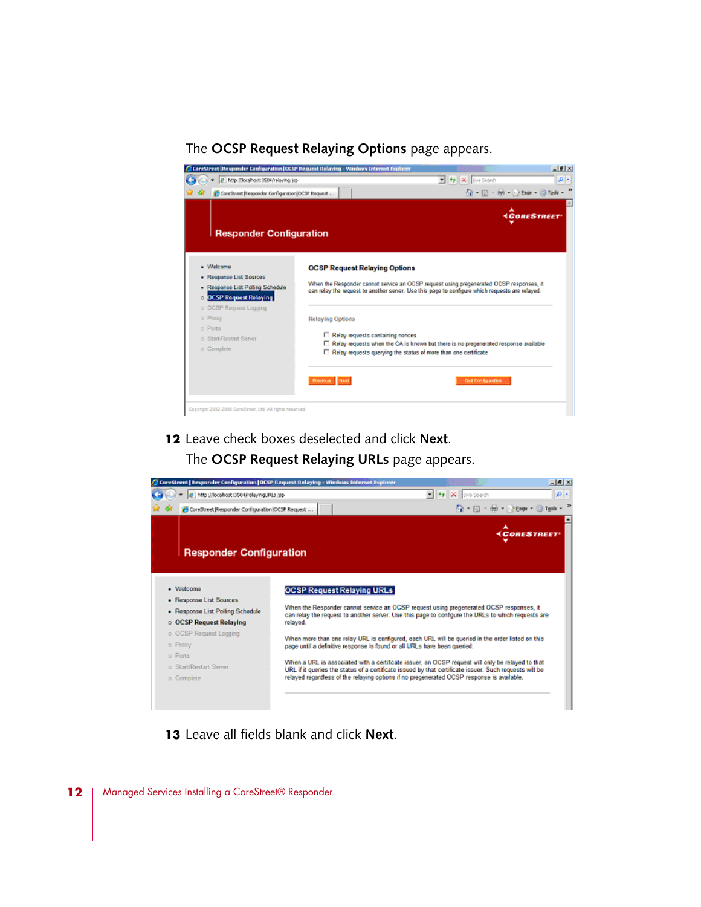The **OCSP Request Relaying Options** page appears.

**12** Leave check boxes deselected and click **Next**.

The **OCSP Request Relaying URLs** page appears.

**13** Leave all fields blank and click **Next**.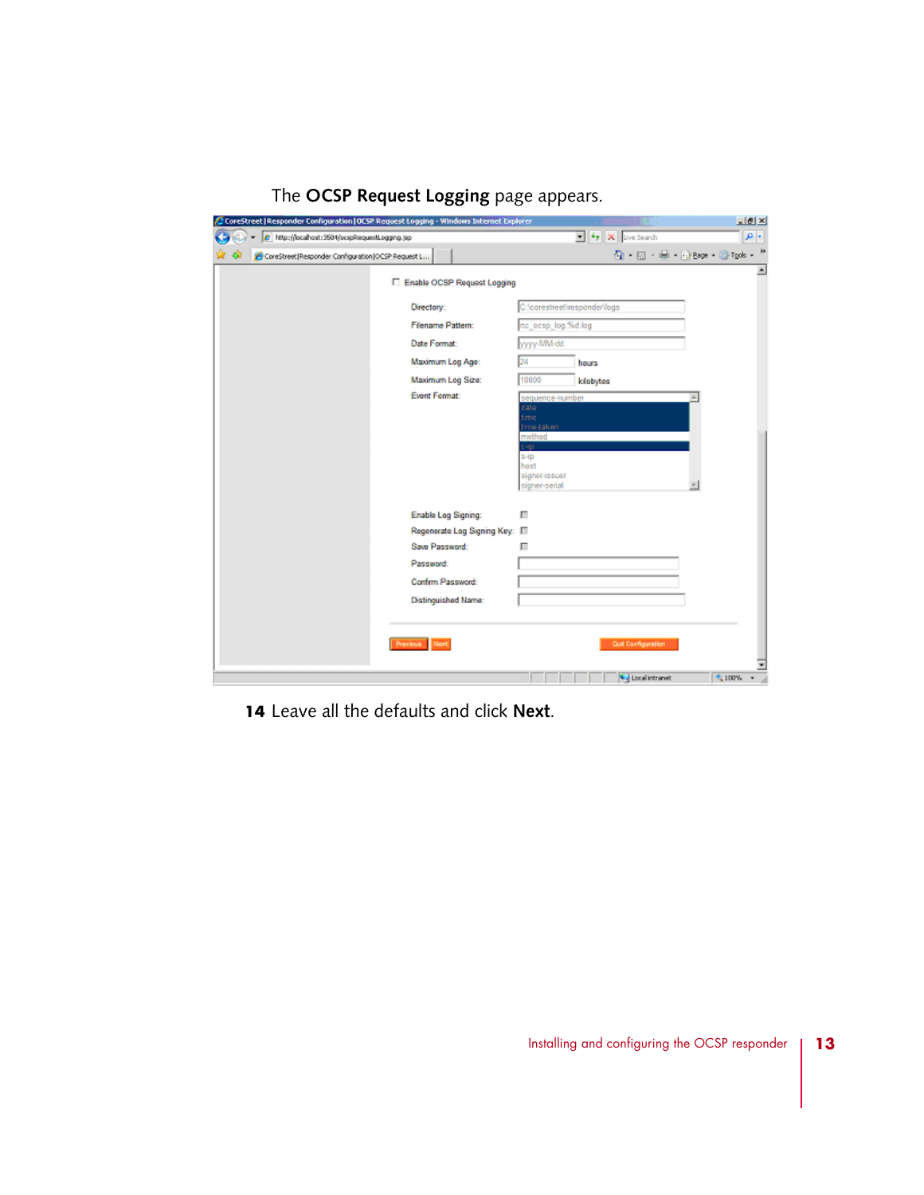The **OCSP Request Logging** page appears.

**14** Leave all the defaults and click **Next**.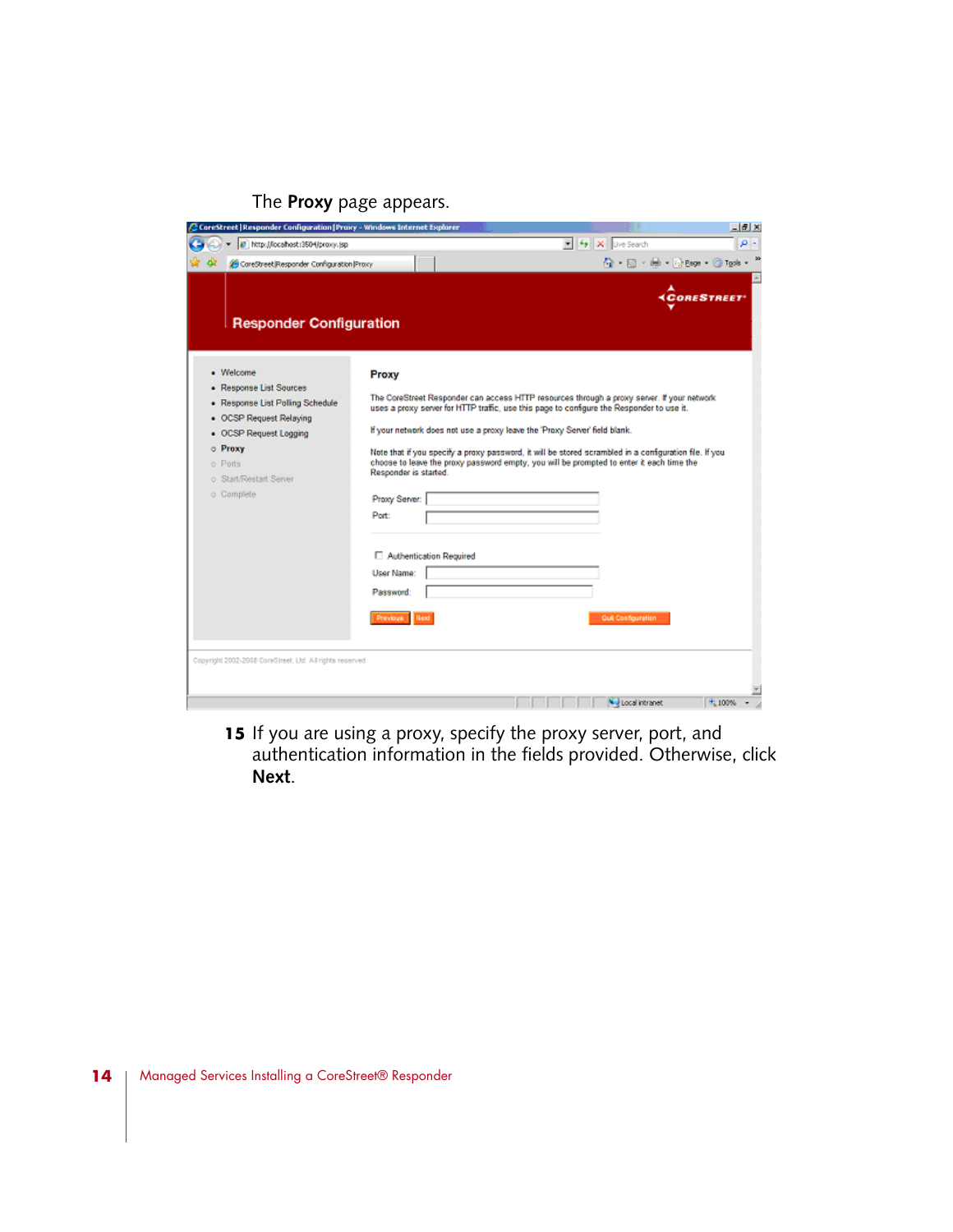The **Proxy** page appears.

**15** If you are using a proxy, specify the proxy server, port, and authentication information in the fields provided. Otherwise, click **Next**.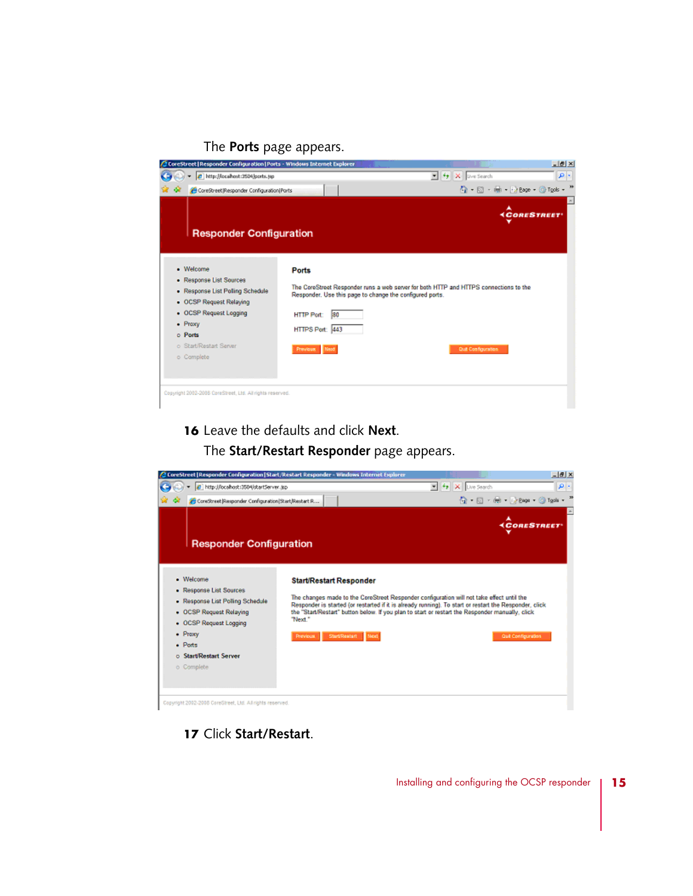The **Ports** page appears.

**16** Leave the defaults and click **Next**.

The **Start/Restart Responder** page appears.

**17** Click **Start/Restart**.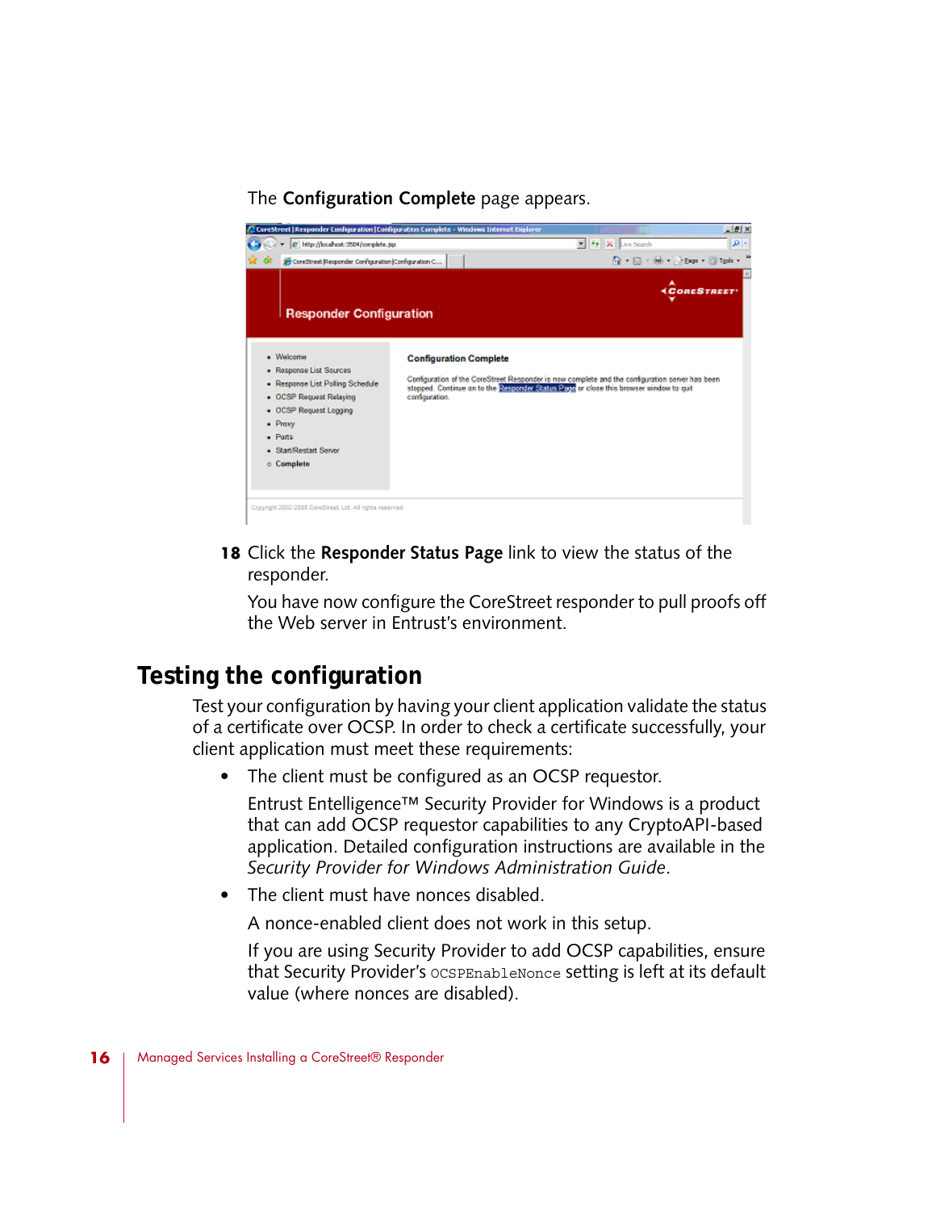The **Configuration Complete** page appears.

**18** Click the **Responder Status Page** link to view the status of the responder.

You have now configure the CoreStreet responder to pull proofs off the Web server in Entrust's environment.

## Testing the configuration

Test your configuration by having your client application validate the status of a certificate over OCSP. In order to check a certificate successfully, your client application must meet these requirements:

- The client must be configured as an OCSP requestor.

  Entrust Entelligence™ Security Provider for Windows is a product that can add OCSP requestor capabilities to any CryptoAPI-based application. Detailed configuration instructions are available in the *Security Provider for Windows Administration Guide*.

- The client must have nonces disabled.

  A nonce-enabled client does not work in this setup.

  If you are using Security Provider to add OCSP capabilities, ensure that Security Provider's `OCSPEnableNonce` setting is left at its default value (where nonces are disabled).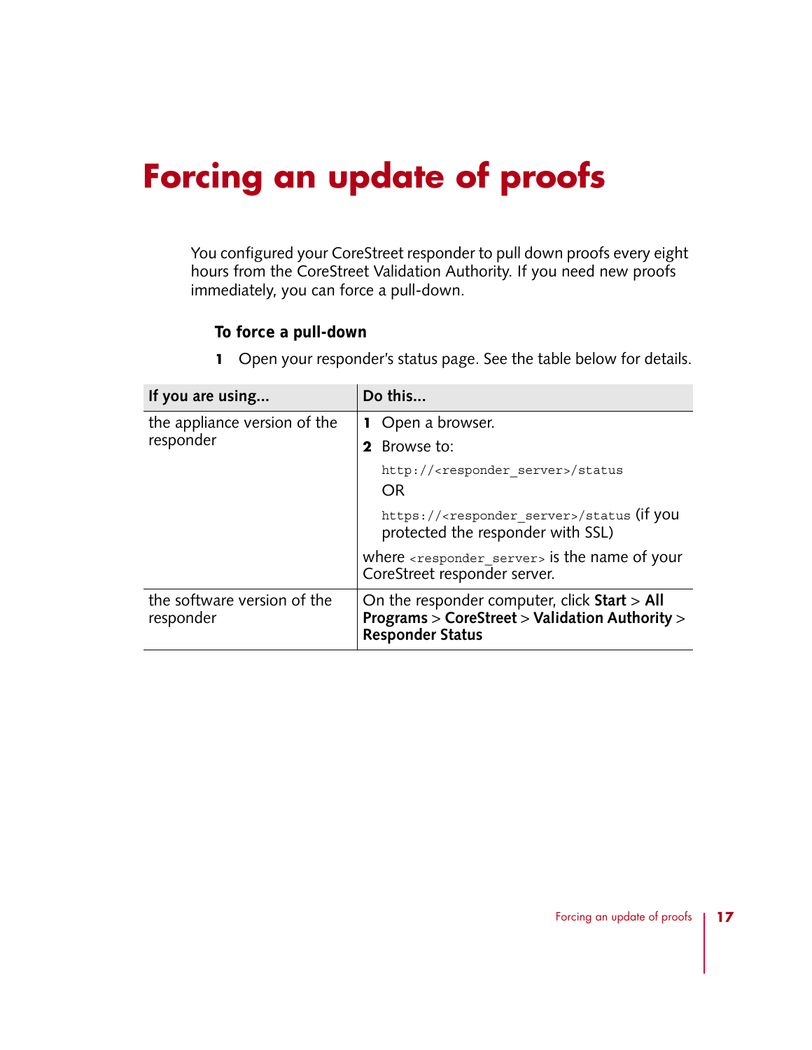# Forcing an update of proofs

You configured your CoreStreet responder to pull down proofs every eight hours from the CoreStreet Validation Authority. If you need new proofs immediately, you can force a pull-down.

### To force a pull-down

1 Open your responder's status page. See the table below for details.

| If you are using... | Do this... |
|---|---|
| the appliance version of the responder | **1** Open a browser.<br>**2** Browse to:<br>`http://<responder_server>/status`<br>OR<br>`https://<responder_server>/status` (if you protected the responder with SSL)<br>where `<responder_server>` is the name of your CoreStreet responder server. |
| the software version of the responder | On the responder computer, click **Start** > **All Programs** > **CoreStreet** > **Validation Authority** > **Responder Status** |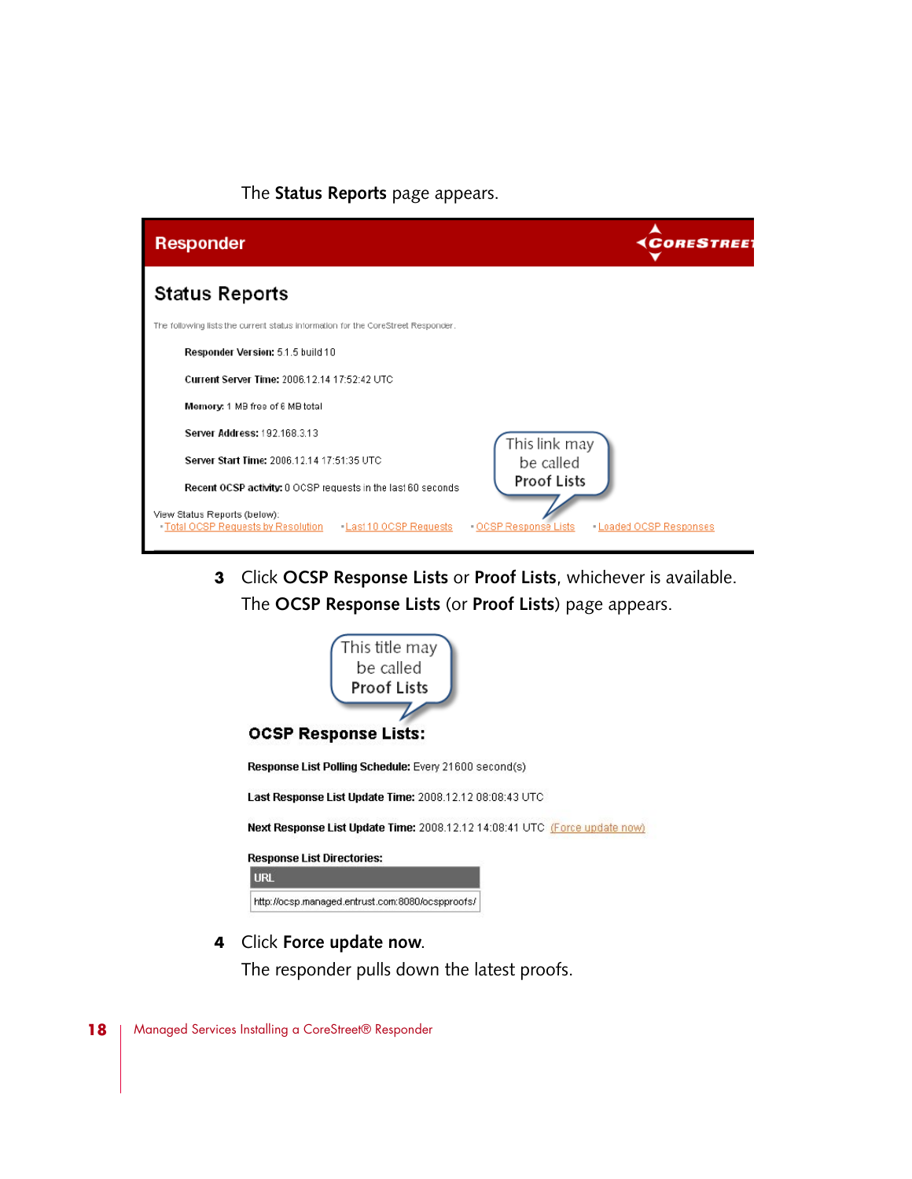The **Status Reports** page appears.

Responder

Status Reports

The following lists the current status information for the CoreStreet Responder.

**Responder Version:** 5.1.5 build 10

**Current Server Time:** 2006.12.14 17:52:42 UTC

**Memory:** 1 MB free of 6 MB total

**Server Address:** 192.168.3.13

**Server Start Time:** 2006.12.14 17:51:35 UTC

**Recent OCSP activity:** 0 OCSP requests in the last 60 seconds

View Status Reports (below):
• Total OCSP Requests by Resolution • Last 10 OCSP Requests • OCSP Response Lists • Loaded OCSP Responses

This link may be called **Proof Lists**

3 Click **OCSP Response Lists** or **Proof Lists**, whichever is available.

The **OCSP Response Lists** (or **Proof Lists**) page appears.

This title may be called **Proof Lists**

**OCSP Response Lists:**

**Response List Polling Schedule:** Every 21600 second(s)

**Last Response List Update Time:** 2008.12.12 08:08:43 UTC

**Next Response List Update Time:** 2008.12.12 14:08:41 UTC (Force update now)

**Response List Directories:**

| URL |
| --- |
| http://ocsp.managed.entrust.com:8080/ocspproofs/ |

4 Click **Force update now**.

The responder pulls down the latest proofs.